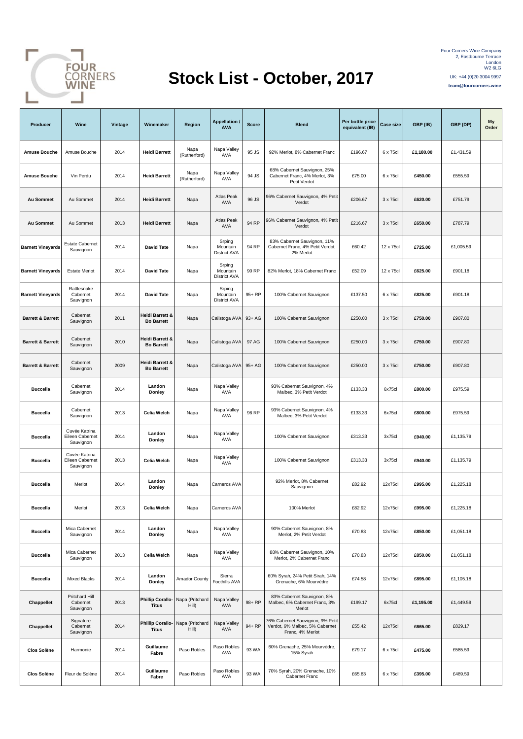FOUR CORNERS WINE

# Stock List - October, 2017

Four Corners Wine Company
2, Eastbourne Terrace
London
W2 6LG

UK: +44 (0)20 3004 9997

**team@fourcorners.wine**

| Producer | Wine | Vintage | Winemaker | Region | Appellation / AVA | Score | Blend | Per bottle price equivalent (IB) | Case size | GBP (IB) | GBP (DP) | My Order |
|---|---|---|---|---|---|---|---|---|---|---|---|---|
| **Amuse Bouche** | Amuse Bouche | 2014 | **Heidi Barrett** | Napa (Rutherford) | Napa Valley AVA | 95 JS | 92% Merlot, 8% Cabernet Franc | £196.67 | 6 x 75cl | **£1,180.00** | £1,431.59 | |
| **Amuse Bouche** | Vin Perdu | 2014 | **Heidi Barrett** | Napa (Rutherford) | Napa Valley AVA | 94 JS | 68% Cabernet Sauvignon, 25% Cabernet Franc, 4% Merlot, 3% Petit Verdot | £75.00 | 6 x 75cl | **£450.00** | £555.59 | |
| **Au Sommet** | Au Sommet | 2014 | **Heidi Barrett** | Napa | Atlas Peak AVA | 96 JS | 96% Cabernet Sauvignon, 4% Petit Verdot | £206.67 | 3 x 75cl | **£620.00** | £751.79 | |
| **Au Sommet** | Au Sommet | 2013 | **Heidi Barrett** | Napa | Atlas Peak AVA | 94 RP | 96% Cabernet Sauvignon, 4% Petit Verdot | £216.67 | 3 x 75cl | **£650.00** | £787.79 | |
| **Barnett Vineyards** | Estate Cabernet Sauvignon | 2014 | **David Tate** | Napa | Srping Mountain District AVA | 94 RP | 83% Cabernet Sauvignon, 11% Cabernet Franc, 4% Petit Verdot, 2% Merlot | £60.42 | 12 x 75cl | **£725.00** | £1,005.59 | |
| **Barnett Vineyards** | Estate Merlot | 2014 | **David Tate** | Napa | Srping Mountain District AVA | 90 RP | 82% Merlot, 18% Cabernet Franc | £52.09 | 12 x 75cl | **£625.00** | £901.18 | |
| **Barnett Vineyards** | Rattlesnake Cabernet Sauvignon | 2014 | **David Tate** | Napa | Srping Mountain District AVA | 95+ RP | 100% Cabernet Sauvignon | £137.50 | 6 x 75cl | **£825.00** | £901.18 | |
| **Barrett & Barrett** | Cabernet Sauvignon | 2011 | **Heidi Barrett & Bo Barrett** | Napa | Calistoga AVA | 93+ AG | 100% Cabernet Sauvignon | £250.00 | 3 x 75cl | **£750.00** | £907.80 | |
| **Barrett & Barrett** | Cabernet Sauvignon | 2010 | **Heidi Barrett & Bo Barrett** | Napa | Calistoga AVA | 97 AG | 100% Cabernet Sauvignon | £250.00 | 3 x 75cl | **£750.00** | £907.80 | |
| **Barrett & Barrett** | Cabernet Sauvignon | 2009 | **Heidi Barrett & Bo Barrett** | Napa | Calistoga AVA | 95+ AG | 100% Cabernet Sauvignon | £250.00 | 3 x 75cl | **£750.00** | £907.80 | |
| **Buccella** | Cabernet Sauvignon | 2014 | **Landon Donley** | Napa | Napa Valley AVA | | 93% Cabernet Sauvignon, 4% Malbec, 3% Petit Verdot | £133.33 | 6x75cl | **£800.00** | £975.59 | |
| **Buccella** | Cabernet Sauvignon | 2013 | **Celia Welch** | Napa | Napa Valley AVA | 96 RP | 93% Cabernet Sauvignon, 4% Malbec, 3% Petit Verdot | £133.33 | 6x75cl | **£800.00** | £975.59 | |
| **Buccella** | Cuvée Katrina Eileen Cabernet Sauvignon | 2014 | **Landon Donley** | Napa | Napa Valley AVA | | 100% Cabernet Sauvignon | £313.33 | 3x75cl | **£940.00** | £1,135.79 | |
| **Buccella** | Cuvée Katrina Eileen Cabernet Sauvignon | 2013 | **Celia Welch** | Napa | Napa Valley AVA | | 100% Cabernet Sauvignon | £313.33 | 3x75cl | **£940.00** | £1,135.79 | |
| **Buccella** | Merlot | 2014 | **Landon Donley** | Napa | Carneros AVA | | 92% Merlot, 8% Cabernet Sauvignon | £82.92 | 12x75cl | **£995.00** | £1,225.18 | |
| **Buccella** | Merlot | 2013 | **Celia Welch** | Napa | Carneros AVA | | 100% Merlot | £82.92 | 12x75cl | **£995.00** | £1,225.18 | |
| **Buccella** | Mica Cabernet Sauvignon | 2014 | **Landon Donley** | Napa | Napa Valley AVA | | 90% Cabernet Sauvignon, 8% Merlot, 2% Petit Verdot | £70.83 | 12x75cl | **£850.00** | £1,051.18 | |
| **Buccella** | Mica Cabernet Sauvignon | 2013 | **Celia Welch** | Napa | Napa Valley AVA | | 88% Cabernet Sauvignon, 10% Merlot, 2% Cabernet Franc | £70.83 | 12x75cl | **£850.00** | £1,051.18 | |
| **Buccella** | Mixed Blacks | 2014 | **Landon Donley** | Amador County | Sierra Foothills AVA | | 60% Syrah, 24% Petit Sirah, 14% Grenache, 6% Mourvèdre | £74.58 | 12x75cl | **£895.00** | £1,105.18 | |
| **Chappellet** | Pritchard Hill Cabernet Sauvignon | 2013 | **Phillip Corallo-Titus** | Napa (Pritchard Hill) | Napa Valley AVA | 98+ RP | 83% Cabernet Sauvignon, 8% Malbec, 6% Cabernet Franc, 3% Merlot | £199.17 | 6x75cl | **£1,195.00** | £1,449.59 | |
| **Chappellet** | Signature Cabernet Sauvignon | 2014 | **Phillip Corallo-Titus** | Napa (Pritchard Hill) | Napa Valley AVA | 94+ RP | 76% Cabernet Sauvignon, 9% Petit Verdot, 6% Malbec, 5% Cabernet Franc, 4% Merlot | £55.42 | 12x75cl | **£665.00** | £829.17 | |
| **Clos Solène** | Harmonie | 2014 | **Guillaume Fabre** | Paso Robles | Paso Robles AVA | 93 WA | 60% Grenache, 25% Mourvèdre, 15% Syrah | £79.17 | 6 x 75cl | **£475.00** | £585.59 | |
| **Clos Solène** | Fleur de Solène | 2014 | **Guillaume Fabre** | Paso Robles | Paso Robles AVA | 93 WA | 70% Syrah, 20% Grenache, 10% Cabernet Franc | £65.83 | 6 x 75cl | **£395.00** | £489.59 | |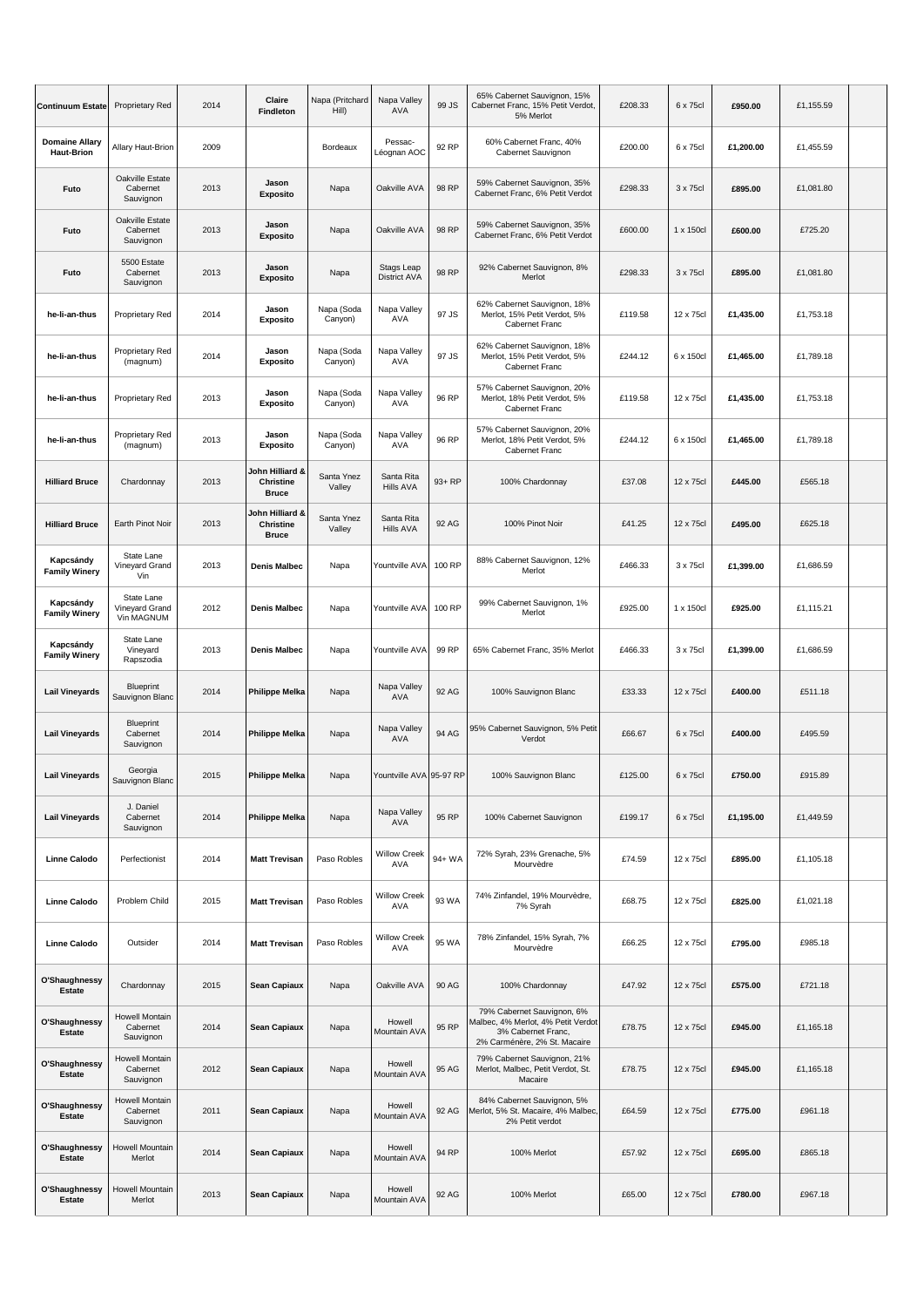| | | | | | | | | | | | | |
|---|---|---|---|---|---|---|---|---|---|---|---|---|
| **Continuum Estate** | Proprietary Red | 2014 | **Claire Findleton** | Napa (Pritchard Hill) | Napa Valley AVA | 99 JS | 65% Cabernet Sauvignon, 15% Cabernet Franc, 15% Petit Verdot, 5% Merlot | £208.33 | 6 x 75cl | **£950.00** | £1,155.59 | |
| **Domaine Allary Haut-Brion** | Allary Haut-Brion | 2009 | | Bordeaux | Pessac-Léognan AOC | 92 RP | 60% Cabernet Franc, 40% Cabernet Sauvignon | £200.00 | 6 x 75cl | **£1,200.00** | £1,455.59 | |
| **Futo** | Oakville Estate Cabernet Sauvignon | 2013 | **Jason Exposito** | Napa | Oakville AVA | 98 RP | 59% Cabernet Sauvignon, 35% Cabernet Franc, 6% Petit Verdot | £298.33 | 3 x 75cl | **£895.00** | £1,081.80 | |
| **Futo** | Oakville Estate Cabernet Sauvignon | 2013 | **Jason Exposito** | Napa | Oakville AVA | 98 RP | 59% Cabernet Sauvignon, 35% Cabernet Franc, 6% Petit Verdot | £600.00 | 1 x 150cl | **£600.00** | £725.20 | |
| **Futo** | 5500 Estate Cabernet Sauvignon | 2013 | **Jason Exposito** | Napa | Stags Leap District AVA | 98 RP | 92% Cabernet Sauvignon, 8% Merlot | £298.33 | 3 x 75cl | **£895.00** | £1,081.80 | |
| **he-li-an-thus** | Proprietary Red | 2014 | **Jason Exposito** | Napa (Soda Canyon) | Napa Valley AVA | 97 JS | 62% Cabernet Sauvignon, 18% Merlot, 15% Petit Verdot, 5% Cabernet Franc | £119.58 | 12 x 75cl | **£1,435.00** | £1,753.18 | |
| **he-li-an-thus** | Proprietary Red (magnum) | 2014 | **Jason Exposito** | Napa (Soda Canyon) | Napa Valley AVA | 97 JS | 62% Cabernet Sauvignon, 18% Merlot, 15% Petit Verdot, 5% Cabernet Franc | £244.12 | 6 x 150cl | **£1,465.00** | £1,789.18 | |
| **he-li-an-thus** | Proprietary Red | 2013 | **Jason Exposito** | Napa (Soda Canyon) | Napa Valley AVA | 96 RP | 57% Cabernet Sauvignon, 20% Merlot, 18% Petit Verdot, 5% Cabernet Franc | £119.58 | 12 x 75cl | **£1,435.00** | £1,753.18 | |
| **he-li-an-thus** | Proprietary Red (magnum) | 2013 | **Jason Exposito** | Napa (Soda Canyon) | Napa Valley AVA | 96 RP | 57% Cabernet Sauvignon, 20% Merlot, 18% Petit Verdot, 5% Cabernet Franc | £244.12 | 6 x 150cl | **£1,465.00** | £1,789.18 | |
| **Hilliard Bruce** | Chardonnay | 2013 | **John Hilliard & Christine Bruce** | Santa Ynez Valley | Santa Rita Hills AVA | 93+ RP | 100% Chardonnay | £37.08 | 12 x 75cl | **£445.00** | £565.18 | |
| **Hilliard Bruce** | Earth Pinot Noir | 2013 | **John Hilliard & Christine Bruce** | Santa Ynez Valley | Santa Rita Hills AVA | 92 AG | 100% Pinot Noir | £41.25 | 12 x 75cl | **£495.00** | £625.18 | |
| **Kapcsándy Family Winery** | State Lane Vineyard Grand Vin | 2013 | **Denis Malbec** | Napa | Yountville AVA | 100 RP | 88% Cabernet Sauvignon, 12% Merlot | £466.33 | 3 x 75cl | **£1,399.00** | £1,686.59 | |
| **Kapcsándy Family Winery** | State Lane Vineyard Grand Vin MAGNUM | 2012 | **Denis Malbec** | Napa | Yountville AVA | 100 RP | 99% Cabernet Sauvignon, 1% Merlot | £925.00 | 1 x 150cl | **£925.00** | £1,115.21 | |
| **Kapcsándy Family Winery** | State Lane Vineyard Rapszodia | 2013 | **Denis Malbec** | Napa | Yountville AVA | 99 RP | 65% Cabernet Franc, 35% Merlot | £466.33 | 3 x 75cl | **£1,399.00** | £1,686.59 | |
| **Lail Vineyards** | Blueprint Sauvignon Blanc | 2014 | **Philippe Melka** | Napa | Napa Valley AVA | 92 AG | 100% Sauvignon Blanc | £33.33 | 12 x 75cl | **£400.00** | £511.18 | |
| **Lail Vineyards** | Blueprint Cabernet Sauvignon | 2014 | **Philippe Melka** | Napa | Napa Valley AVA | 94 AG | 95% Cabernet Sauvignon, 5% Petit Verdot | £66.67 | 6 x 75cl | **£400.00** | £495.59 | |
| **Lail Vineyards** | Georgia Sauvignon Blanc | 2015 | **Philippe Melka** | Napa | Yountville AVA | 95-97 RP | 100% Sauvignon Blanc | £125.00 | 6 x 75cl | **£750.00** | £915.89 | |
| **Lail Vineyards** | J. Daniel Cabernet Sauvignon | 2014 | **Philippe Melka** | Napa | Napa Valley AVA | 95 RP | 100% Cabernet Sauvignon | £199.17 | 6 x 75cl | **£1,195.00** | £1,449.59 | |
| **Linne Calodo** | Perfectionist | 2014 | **Matt Trevisan** | Paso Robles | Willow Creek AVA | 94+ WA | 72% Syrah, 23% Grenache, 5% Mourvèdre | £74.59 | 12 x 75cl | **£895.00** | £1,105.18 | |
| **Linne Calodo** | Problem Child | 2015 | **Matt Trevisan** | Paso Robles | Willow Creek AVA | 93 WA | 74% Zinfandel, 19% Mourvèdre, 7% Syrah | £68.75 | 12 x 75cl | **£825.00** | £1,021.18 | |
| **Linne Calodo** | Outsider | 2014 | **Matt Trevisan** | Paso Robles | Willow Creek AVA | 95 WA | 78% Zinfandel, 15% Syrah, 7% Mourvèdre | £66.25 | 12 x 75cl | **£795.00** | £985.18 | |
| **O'Shaughnessy Estate** | Chardonnay | 2015 | **Sean Capiaux** | Napa | Oakville AVA | 90 AG | 100% Chardonnay | £47.92 | 12 x 75cl | **£575.00** | £721.18 | |
| **O'Shaughnessy Estate** | Howell Montain Cabernet Sauvignon | 2014 | **Sean Capiaux** | Napa | Howell Mountain AVA | 95 RP | 79% Cabernet Sauvignon, 6% Malbec, 4% Merlot, 4% Petit Verdot 3% Cabernet Franc, 2% Carménère, 2% St. Macaire | £78.75 | 12 x 75cl | **£945.00** | £1,165.18 | |
| **O'Shaughnessy Estate** | Howell Montain Cabernet Sauvignon | 2012 | **Sean Capiaux** | Napa | Howell Mountain AVA | 95 AG | 79% Cabernet Sauvignon, 21% Merlot, Malbec, Petit Verdot, St. Macaire | £78.75 | 12 x 75cl | **£945.00** | £1,165.18 | |
| **O'Shaughnessy Estate** | Howell Montain Cabernet Sauvignon | 2011 | **Sean Capiaux** | Napa | Howell Mountain AVA | 92 AG | 84% Cabernet Sauvignon, 5% Merlot, 5% St. Macaire, 4% Malbec, 2% Petit verdot | £64.59 | 12 x 75cl | **£775.00** | £961.18 | |
| **O'Shaughnessy Estate** | Howell Mountain Merlot | 2014 | **Sean Capiaux** | Napa | Howell Mountain AVA | 94 RP | 100% Merlot | £57.92 | 12 x 75cl | **£695.00** | £865.18 | |
| **O'Shaughnessy Estate** | Howell Mountain Merlot | 2013 | **Sean Capiaux** | Napa | Howell Mountain AVA | 92 AG | 100% Merlot | £65.00 | 12 x 75cl | **£780.00** | £967.18 | |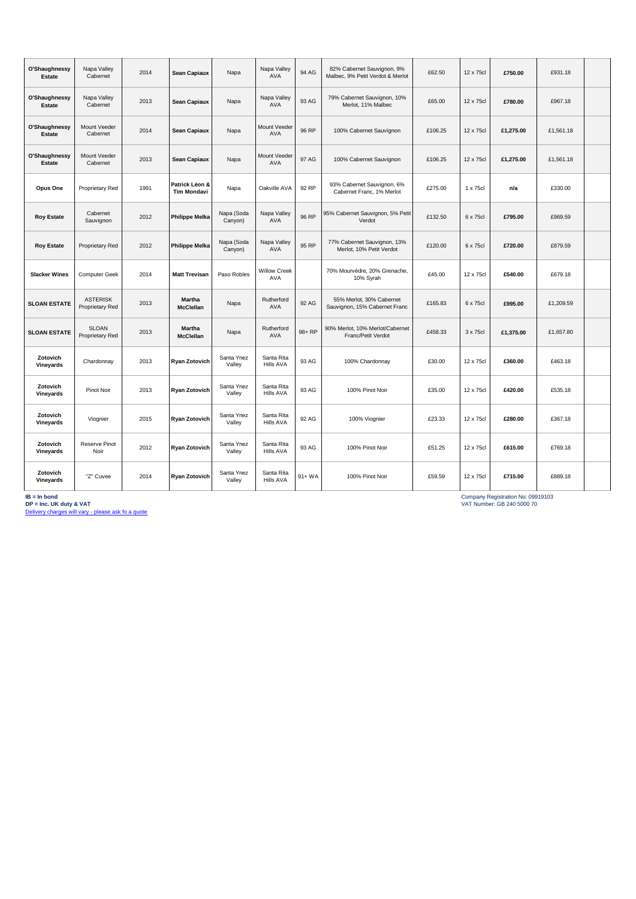| | | | | | | | | | | | | |
|---|---|---|---|---|---|---|---|---|---|---|---|---|
| **O'Shaughnessy Estate** | Napa Valley Cabernet | 2014 | **Sean Capiaux** | Napa | Napa Valley AVA | 94 AG | 82% Cabernet Sauvignon, 9% Malbec, 9% Petit Verdot & Merlot | £62.50 | 12 x 75cl | **£750.00** | £931.18 | |
| **O'Shaughnessy Estate** | Napa Valley Cabernet | 2013 | **Sean Capiaux** | Napa | Napa Valley AVA | 93 AG | 79% Cabernet Sauvignon, 10% Merlot, 11% Malbec | £65.00 | 12 x 75cl | **£780.00** | £967.18 | |
| **O'Shaughnessy Estate** | Mount Veeder Cabernet | 2014 | **Sean Capiaux** | Napa | Mount Veeder AVA | 96 RP | 100% Cabernet Sauvignon | £106.25 | 12 x 75cl | **£1,275.00** | £1,561.18 | |
| **O'Shaughnessy Estate** | Mount Veeder Cabernet | 2013 | **Sean Capiaux** | Napa | Mount Veeder AVA | 97 AG | 100% Cabernet Sauvignon | £106.25 | 12 x 75cl | **£1,275.00** | £1,561.18 | |
| **Opus One** | Proprietary Red | 1991 | **Patrick Léon & Tim Mondavi** | Napa | Oakville AVA | 92 RP | 93% Cabernet Sauvignon, 6% Cabernet Franc, 1% Merlot | £275.00 | 1 x 75cl | **n/a** | £330.00 | |
| **Roy Estate** | Cabernet Sauvignon | 2012 | **Philippe Melka** | Napa (Soda Canyon) | Napa Valley AVA | 96 RP | 95% Cabernet Sauvignon, 5% Petit Verdot | £132.50 | 6 x 75cl | **£795.00** | £969.59 | |
| **Roy Estate** | Proprietary Red | 2012 | **Philippe Melka** | Napa (Soda Canyon) | Napa Valley AVA | 95 RP | 77% Cabernet Sauvignon, 13% Merlot, 10% Petit Verdot | £120.00 | 6 x 75cl | **£720.00** | £879.59 | |
| **Slacker Wines** | Computer Geek | 2014 | **Matt Trevisan** | Paso Robles | Willow Creek AVA | | 70% Mourvèdre, 20% Grenache, 10% Syrah | £45.00 | 12 x 75cl | **£540.00** | £679.18 | |
| **SLOAN ESTATE** | ASTERISK Proprietary Red | 2013 | **Martha McClellan** | Napa | Rutherford AVA | 92 AG | 55% Merlot, 30% Cabernet Sauvignon, 15% Cabernet Franc | £165.83 | 6 x 75cl | **£995.00** | £1,209.59 | |
| **SLOAN ESTATE** | SLOAN Proprietary Red | 2013 | **Martha McClellan** | Napa | Rutherford AVA | 98+ RP | 90% Merlot, 10% Merlot/Cabernet Franc/Petit Verdot | £458.33 | 3 x 75cl | **£1,375.00** | £1,657.80 | |
| **Zotovich Vineyards** | Chardonnay | 2013 | **Ryan Zotovich** | Santa Ynez Valley | Santa Rita Hills AVA | 93 AG | 100% Chardonnay | £30.00 | 12 x 75cl | **£360.00** | £463.18 | |
| **Zotovich Vineyards** | Pinot Noir | 2013 | **Ryan Zotovich** | Santa Ynez Valley | Santa Rita Hills AVA | 93 AG | 100% Pinot Noir | £35.00 | 12 x 75cl | **£420.00** | £535.18 | |
| **Zotovich Vineyards** | Viognier | 2015 | **Ryan Zotovich** | Santa Ynez Valley | Santa Rita Hills AVA | 92 AG | 100% Viognier | £23.33 | 12 x 75cl | **£280.00** | £367.18 | |
| **Zotovich Vineyards** | Reserve Pinot Noir | 2012 | **Ryan Zotovich** | Santa Ynez Valley | Santa Rita Hills AVA | 93 AG | 100% Pinot Noir | £51.25 | 12 x 75cl | **£615.00** | £769.18 | |
| **Zotovich Vineyards** | "Z" Cuvee | 2014 | **Ryan Zotovich** | Santa Ynez Valley | Santa Rita Hills AVA | 91+ WA | 100% Pinot Noir | £59.59 | 12 x 75cl | **£715.00** | £889.18 | |

**IB = In bond**
**DP = Inc. UK duty & VAT**
Delivery charges will vary - please ask fo a quote

Company Registration No: 09919103
VAT Number: GB 240 5000 70